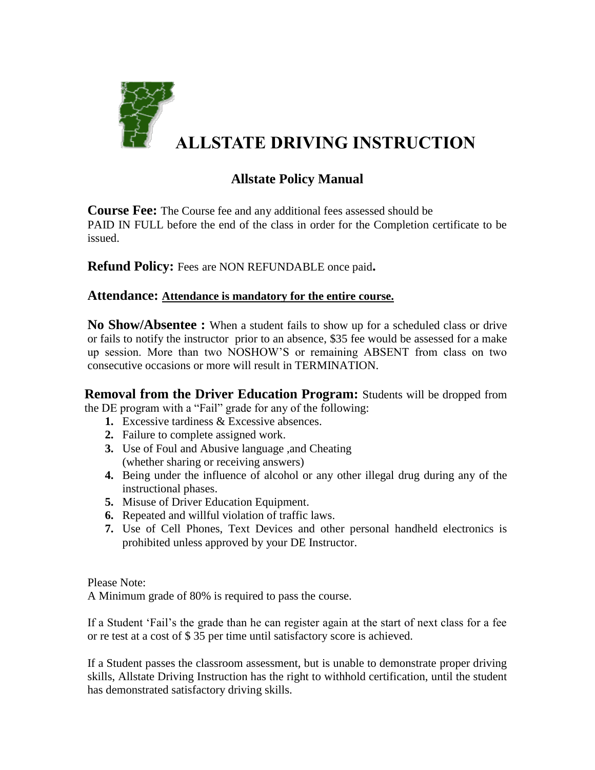# ALLSTATE DRIVING INSTRUCTION

## Allstate Policy Manual

**Course Fee:** The Course fee and any additional fees assessed should be PAID IN FULL before the end of the class in order for the Completion certificate to be issued.

**Refund Policy:** Fees are NON REFUNDABLE once paid**.**

**Attendance:** **Attendance is mandatory for the entire course.**

**No Show/Absentee :** When a student fails to show up for a scheduled class or drive or fails to notify the instructor prior to an absence, $35 fee would be assessed for a make up session. More than two NOSHOW'S or remaining ABSENT from class on two consecutive occasions or more will result in TERMINATION.

**Removal from the Driver Education Program:** Students will be dropped from the DE program with a "Fail" grade for any of the following:

1. Excessive tardiness & Excessive absences.
2. Failure to complete assigned work.
3. Use of Foul and Abusive language ,and Cheating (whether sharing or receiving answers)
4. Being under the influence of alcohol or any other illegal drug during any of the instructional phases.
5. Misuse of Driver Education Equipment.
6. Repeated and willful violation of traffic laws.
7. Use of Cell Phones, Text Devices and other personal handheld electronics is prohibited unless approved by your DE Instructor.

Please Note:
A Minimum grade of 80% is required to pass the course.

If a Student 'Fail's the grade than he can register again at the start of next class for a fee or re test at a cost of $ 35 per time until satisfactory score is achieved.

If a Student passes the classroom assessment, but is unable to demonstrate proper driving skills, Allstate Driving Instruction has the right to withhold certification, until the student has demonstrated satisfactory driving skills.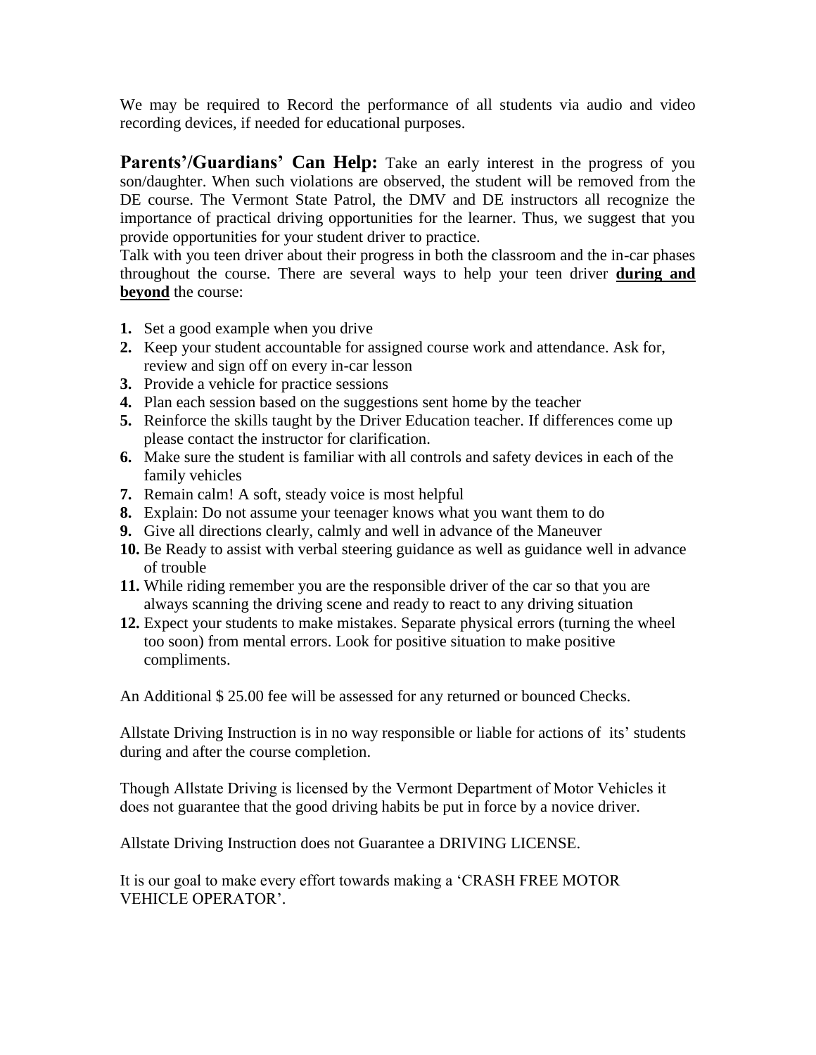We may be required to Record the performance of all students via audio and video recording devices, if needed for educational purposes.

**Parents'/Guardians' Can Help:** Take an early interest in the progress of you son/daughter. When such violations are observed, the student will be removed from the DE course. The Vermont State Patrol, the DMV and DE instructors all recognize the importance of practical driving opportunities for the learner. Thus, we suggest that you provide opportunities for your student driver to practice.

Talk with you teen driver about their progress in both the classroom and the in-car phases throughout the course. There are several ways to help your teen driver **during and beyond** the course:

1. Set a good example when you drive
2. Keep your student accountable for assigned course work and attendance. Ask for, review and sign off on every in-car lesson
3. Provide a vehicle for practice sessions
4. Plan each session based on the suggestions sent home by the teacher
5. Reinforce the skills taught by the Driver Education teacher. If differences come up please contact the instructor for clarification.
6. Make sure the student is familiar with all controls and safety devices in each of the family vehicles
7. Remain calm! A soft, steady voice is most helpful
8. Explain: Do not assume your teenager knows what you want them to do
9. Give all directions clearly, calmly and well in advance of the Maneuver
10. Be Ready to assist with verbal steering guidance as well as guidance well in advance of trouble
11. While riding remember you are the responsible driver of the car so that you are always scanning the driving scene and ready to react to any driving situation
12. Expect your students to make mistakes. Separate physical errors (turning the wheel too soon) from mental errors. Look for positive situation to make positive compliments.

An Additional $ 25.00 fee will be assessed for any returned or bounced Checks.

Allstate Driving Instruction is in no way responsible or liable for actions of its' students during and after the course completion.

Though Allstate Driving is licensed by the Vermont Department of Motor Vehicles it does not guarantee that the good driving habits be put in force by a novice driver.

Allstate Driving Instruction does not Guarantee a DRIVING LICENSE.

It is our goal to make every effort towards making a 'CRASH FREE MOTOR VEHICLE OPERATOR'.